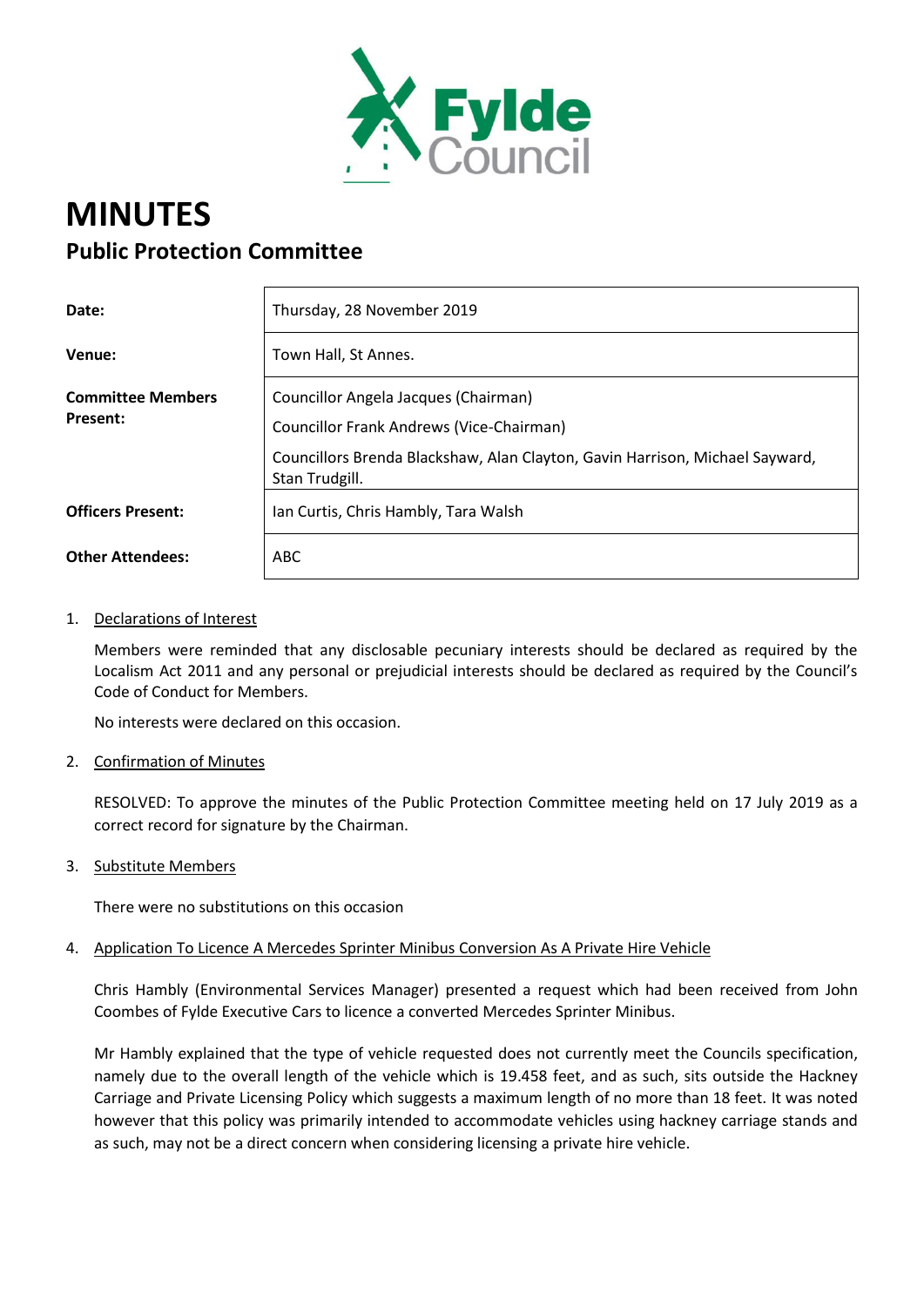# MINUTES

## Public Protection Committee

| | |
|---|---|
| **Date:** | Thursday, 28 November 2019 |
| **Venue:** | Town Hall, St Annes. |
| **Committee Members Present:** | Councillor Angela Jacques (Chairman)<br>Councillor Frank Andrews (Vice-Chairman)<br>Councillors Brenda Blackshaw, Alan Clayton, Gavin Harrison, Michael Sayward, Stan Trudgill. |
| **Officers Present:** | Ian Curtis, Chris Hambly, Tara Walsh |
| **Other Attendees:** | ABC |

1. Declarations of Interest

   Members were reminded that any disclosable pecuniary interests should be declared as required by the Localism Act 2011 and any personal or prejudicial interests should be declared as required by the Council's Code of Conduct for Members.

   No interests were declared on this occasion.

2. Confirmation of Minutes

   RESOLVED: To approve the minutes of the Public Protection Committee meeting held on 17 July 2019 as a correct record for signature by the Chairman.

3. Substitute Members

   There were no substitutions on this occasion

4. Application To Licence A Mercedes Sprinter Minibus Conversion As A Private Hire Vehicle

   Chris Hambly (Environmental Services Manager) presented a request which had been received from John Coombes of Fylde Executive Cars to licence a converted Mercedes Sprinter Minibus.

   Mr Hambly explained that the type of vehicle requested does not currently meet the Councils specification, namely due to the overall length of the vehicle which is 19.458 feet, and as such, sits outside the Hackney Carriage and Private Licensing Policy which suggests a maximum length of no more than 18 feet. It was noted however that this policy was primarily intended to accommodate vehicles using hackney carriage stands and as such, may not be a direct concern when considering licensing a private hire vehicle.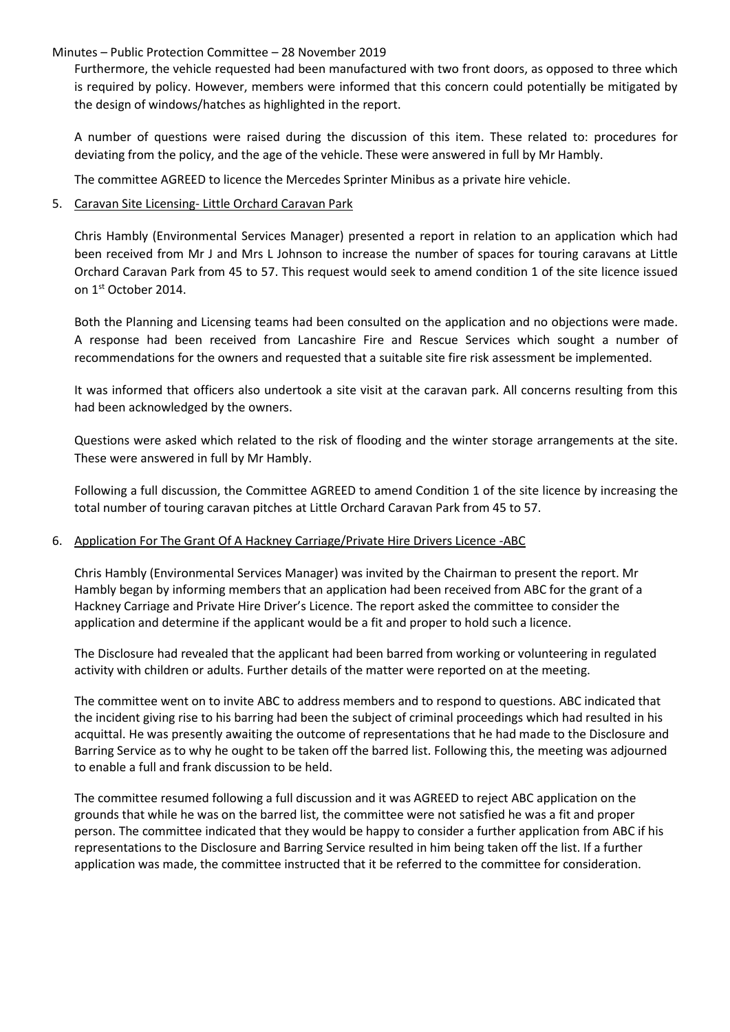Furthermore, the vehicle requested had been manufactured with two front doors, as opposed to three which is required by policy. However, members were informed that this concern could potentially be mitigated by the design of windows/hatches as highlighted in the report.

A number of questions were raised during the discussion of this item. These related to: procedures for deviating from the policy, and the age of the vehicle. These were answered in full by Mr Hambly.

The committee AGREED to licence the Mercedes Sprinter Minibus as a private hire vehicle.

5. Caravan Site Licensing- Little Orchard Caravan Park

   Chris Hambly (Environmental Services Manager) presented a report in relation to an application which had been received from Mr J and Mrs L Johnson to increase the number of spaces for touring caravans at Little Orchard Caravan Park from 45 to 57. This request would seek to amend condition 1 of the site licence issued on 1st October 2014.

   Both the Planning and Licensing teams had been consulted on the application and no objections were made. A response had been received from Lancashire Fire and Rescue Services which sought a number of recommendations for the owners and requested that a suitable site fire risk assessment be implemented.

   It was informed that officers also undertook a site visit at the caravan park. All concerns resulting from this had been acknowledged by the owners.

   Questions were asked which related to the risk of flooding and the winter storage arrangements at the site. These were answered in full by Mr Hambly.

   Following a full discussion, the Committee AGREED to amend Condition 1 of the site licence by increasing the total number of touring caravan pitches at Little Orchard Caravan Park from 45 to 57.

6. Application For The Grant Of A Hackney Carriage/Private Hire Drivers Licence -ABC

   Chris Hambly (Environmental Services Manager) was invited by the Chairman to present the report. Mr Hambly began by informing members that an application had been received from ABC for the grant of a Hackney Carriage and Private Hire Driver's Licence. The report asked the committee to consider the application and determine if the applicant would be a fit and proper to hold such a licence.

   The Disclosure had revealed that the applicant had been barred from working or volunteering in regulated activity with children or adults. Further details of the matter were reported on at the meeting.

   The committee went on to invite ABC to address members and to respond to questions. ABC indicated that the incident giving rise to his barring had been the subject of criminal proceedings which had resulted in his acquittal. He was presently awaiting the outcome of representations that he had made to the Disclosure and Barring Service as to why he ought to be taken off the barred list. Following this, the meeting was adjourned to enable a full and frank discussion to be held.

   The committee resumed following a full discussion and it was AGREED to reject ABC application on the grounds that while he was on the barred list, the committee were not satisfied he was a fit and proper person. The committee indicated that they would be happy to consider a further application from ABC if his representations to the Disclosure and Barring Service resulted in him being taken off the list. If a further application was made, the committee instructed that it be referred to the committee for consideration.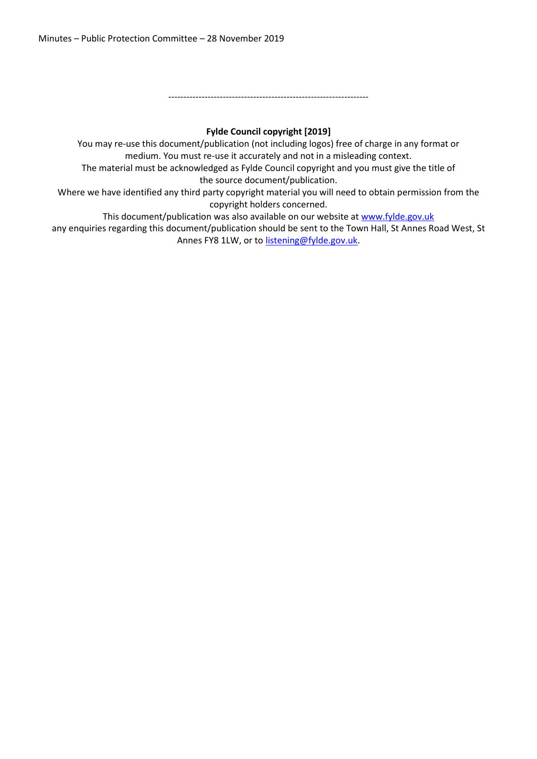-----------------------------------------------------------------

**Fylde Council copyright [2019]**

You may re-use this document/publication (not including logos) free of charge in any format or medium. You must re-use it accurately and not in a misleading context.

The material must be acknowledged as Fylde Council copyright and you must give the title of the source document/publication.

Where we have identified any third party copyright material you will need to obtain permission from the copyright holders concerned.

This document/publication was also available on our website at www.fylde.gov.uk

any enquiries regarding this document/publication should be sent to the Town Hall, St Annes Road West, St Annes FY8 1LW, or to listening@fylde.gov.uk.